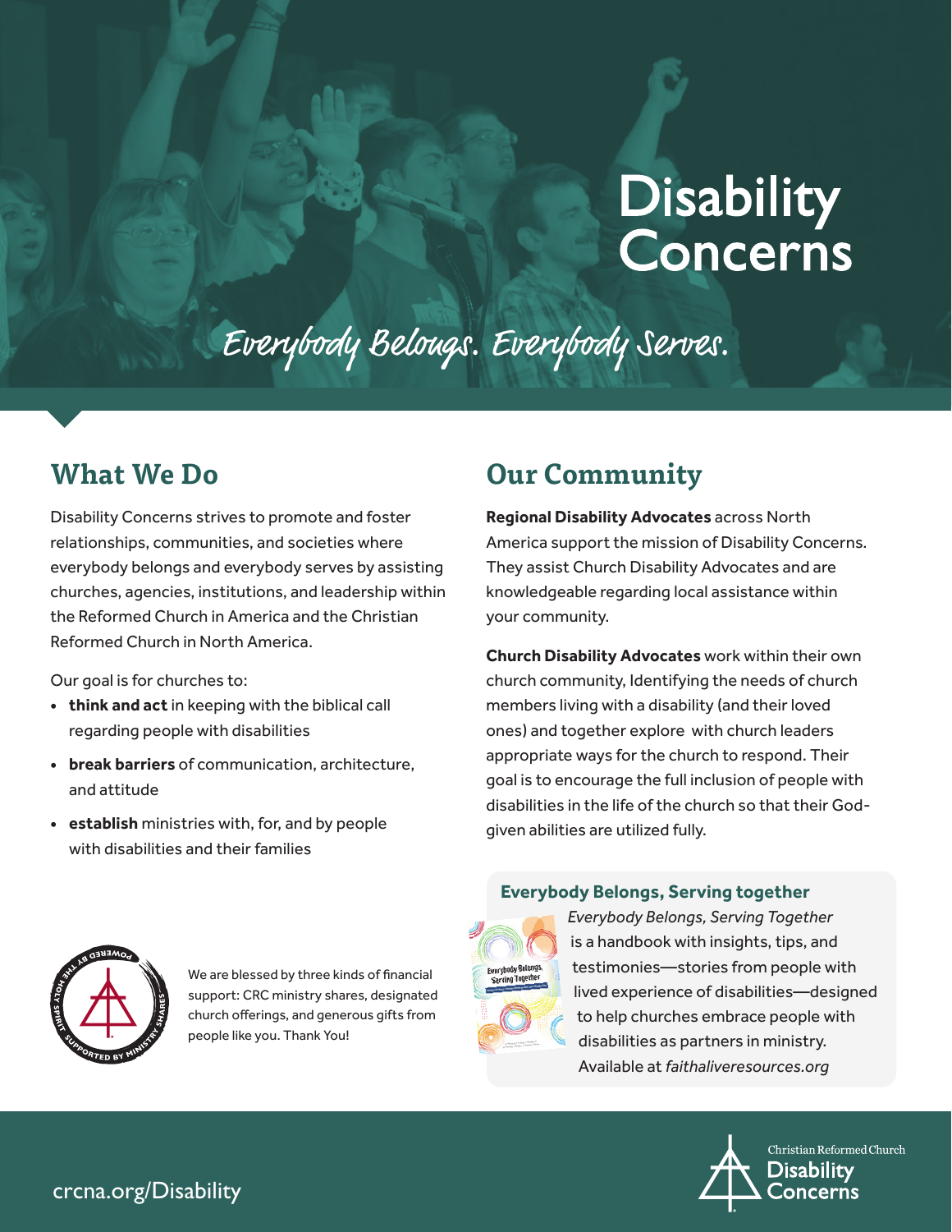# Disability Concerns

*Everybody Belongs. Everybody Serves.*

## What We Do

Disability Concerns strives to promote and foster relationships, communities, and societies where everybody belongs and everybody serves by assisting churches, agencies, institutions, and leadership within the Reformed Church in America and the Christian Reformed Church in North America.

Our goal is for churches to:

- **think and act** in keeping with the biblical call regarding people with disabilities
- **break barriers** of communication, architecture, and attitude
- **establish** ministries with, for, and by people with disabilities and their families

We are blessed by three kinds of financial support: CRC ministry shares, designated church offerings, and generous gifts from people like you. Thank You!

## Our Community

**Regional Disability Advocates** across North America support the mission of Disability Concerns. They assist Church Disability Advocates and are knowledgeable regarding local assistance within your community.

**Church Disability Advocates** work within their own church community, Identifying the needs of church members living with a disability (and their loved ones) and together explore with church leaders appropriate ways for the church to respond. Their goal is to encourage the full inclusion of people with disabilities in the life of the church so that their God-given abilities are utilized fully.

### Everybody Belongs, Serving together

*Everybody Belongs, Serving Together* is a handbook with insights, tips, and testimonies—stories from people with lived experience of disabilities—designed to help churches embrace people with disabilities as partners in ministry. Available at *faithaliveresources.org*

crcna.org/Disability

Christian Reformed Church Disability Concerns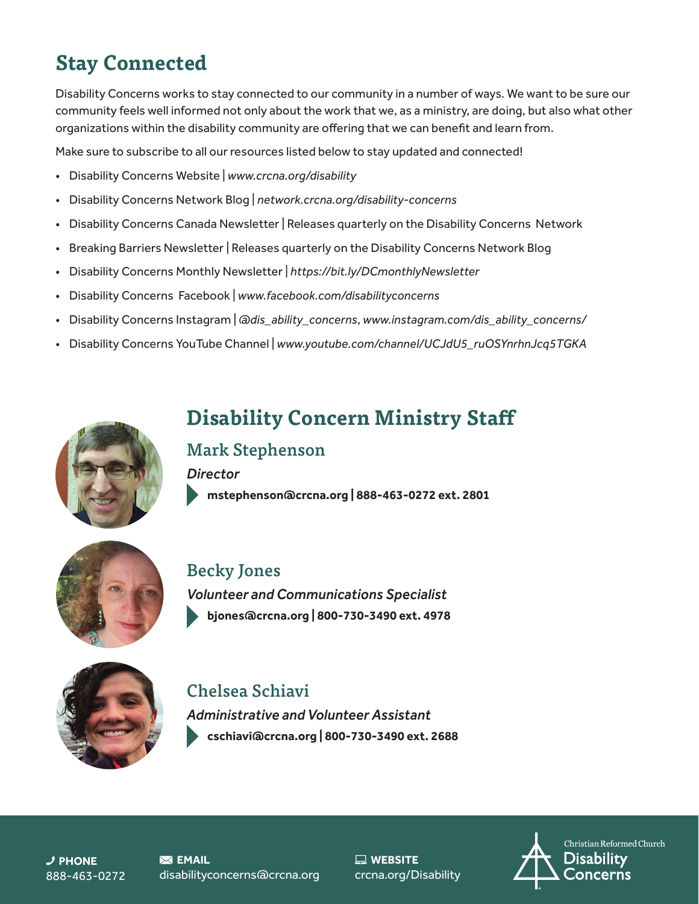## Stay Connected

Disability Concerns works to stay connected to our community in a number of ways. We want to be sure our community feels well informed not only about the work that we, as a ministry, are doing, but also what other organizations within the disability community are offering that we can benefit and learn from.

Make sure to subscribe to all our resources listed below to stay updated and connected!

- Disability Concerns Website | *www.crcna.org/disability*
- Disability Concerns Network Blog | *network.crcna.org/disability-concerns*
- Disability Concerns Canada Newsletter | Releases quarterly on the Disability Concerns Network
- Breaking Barriers Newsletter | Releases quarterly on the Disability Concerns Network Blog
- Disability Concerns Monthly Newsletter | *https://bit.ly/DCmonthlyNewsletter*
- Disability Concerns Facebook | *www.facebook.com/disabilityconcerns*
- Disability Concerns Instagram | *@dis_ability_concerns*, *www.instagram.com/dis_ability_concerns/*
- Disability Concerns YouTube Channel | *www.youtube.com/channel/UCJdU5_ruOSYnrhnJcq5TGKA*

## Disability Concern Ministry Staff

### Mark Stephenson

*Director*

**mstephenson@crcna.org | 888-463-0272 ext. 2801**

### Becky Jones

*Volunteer and Communications Specialist*

**bjones@crcna.org | 800-730-3490 ext. 4978**

### Chelsea Schiavi

*Administrative and Volunteer Assistant*

**cschiavi@crcna.org | 800-730-3490 ext. 2688**

**PHONE**
888-463-0272

**EMAIL**
disabilityconcerns@crcna.org

**WEBSITE**
crcna.org/Disability

Christian Reformed Church
Disability Concerns